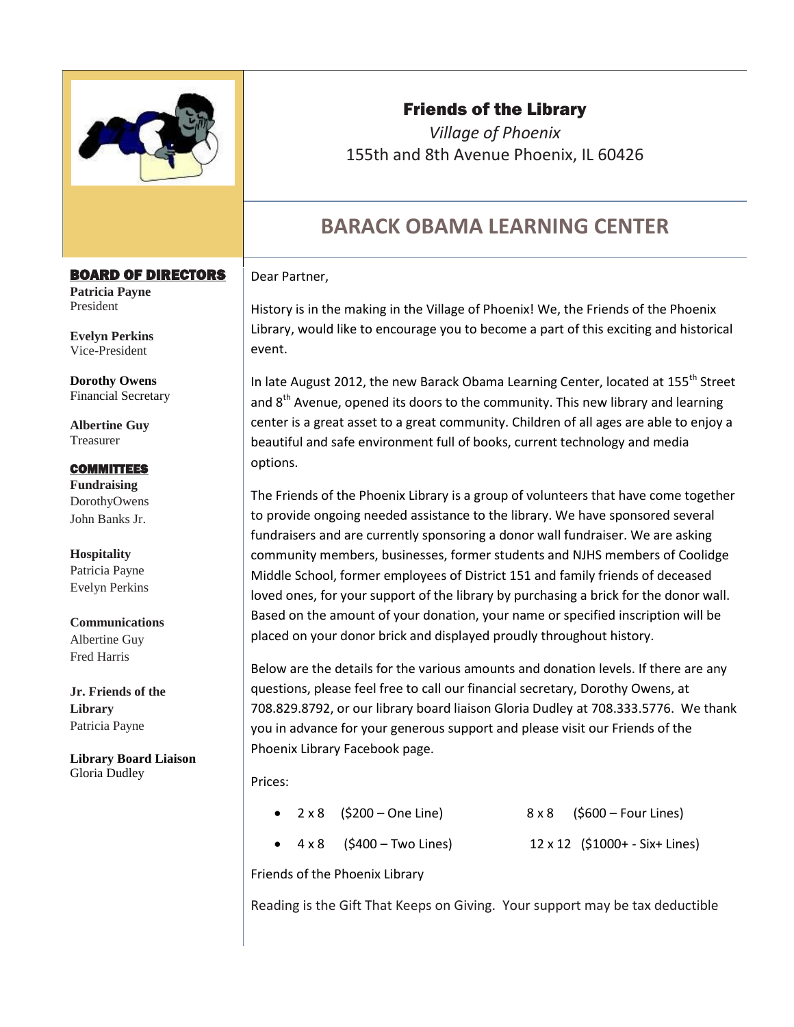# Friends of the Library

*Village of Phoenix*

155th and 8th Avenue Phoenix, IL 60426

## BARACK OBAMA LEARNING CENTER

**BOARD OF DIRECTORS**

**Patricia Payne**
President

**Evelyn Perkins**
Vice-President

**Dorothy Owens**
Financial Secretary

**Albertine Guy**
Treasurer

**COMMITTEES**

**Fundraising**
DorothyOwens
John Banks Jr.

**Hospitality**
Patricia Payne
Evelyn Perkins

**Communications**
Albertine Guy
Fred Harris

**Jr. Friends of the Library**
Patricia Payne

**Library Board Liaison**
Gloria Dudley

Dear Partner,

History is in the making in the Village of Phoenix! We, the Friends of the Phoenix Library, would like to encourage you to become a part of this exciting and historical event.

In late August 2012, the new Barack Obama Learning Center, located at 155th Street and 8th Avenue, opened its doors to the community. This new library and learning center is a great asset to a great community. Children of all ages are able to enjoy a beautiful and safe environment full of books, current technology and media options.

The Friends of the Phoenix Library is a group of volunteers that have come together to provide ongoing needed assistance to the library. We have sponsored several fundraisers and are currently sponsoring a donor wall fundraiser. We are asking community members, businesses, former students and NJHS members of Coolidge Middle School, former employees of District 151 and family friends of deceased loved ones, for your support of the library by purchasing a brick for the donor wall. Based on the amount of your donation, your name or specified inscription will be placed on your donor brick and displayed proudly throughout history.

Below are the details for the various amounts and donation levels. If there are any questions, please feel free to call our financial secretary, Dorothy Owens, at 708.829.8792, or our library board liaison Gloria Dudley at 708.333.5776. We thank you in advance for your generous support and please visit our Friends of the Phoenix Library Facebook page.

Prices:

- 2 x 8 ($200 – One Line)
- 4 x 8 ($400 – Two Lines)
- 8 x 8 ($600 – Four Lines)
- 12 x 12 ($1000+ - Six+ Lines)

Friends of the Phoenix Library

Reading is the Gift That Keeps on Giving. Your support may be tax deductible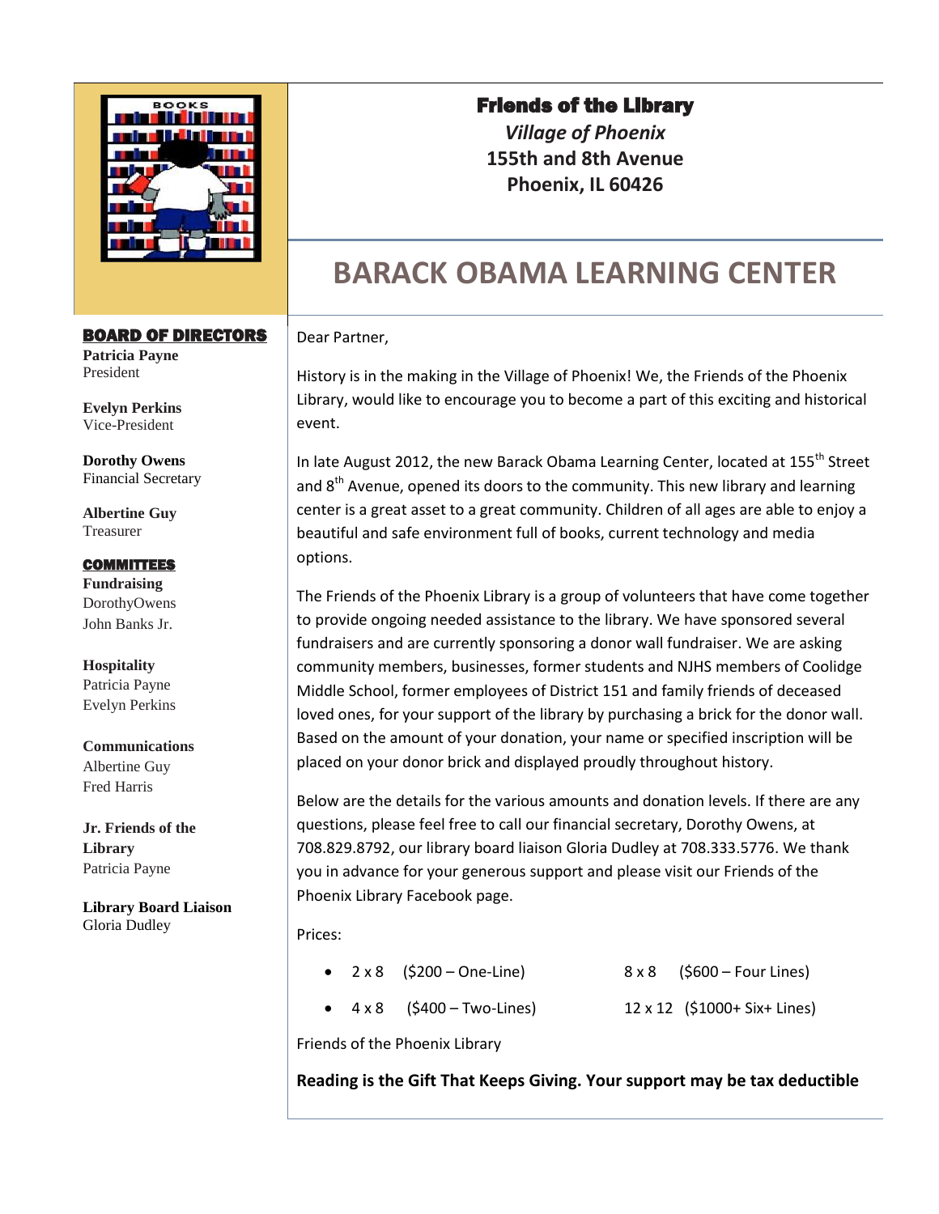**Friends of the Library**

*Village of Phoenix*

**155th and 8th Avenue**

**Phoenix, IL 60426**

# BARACK OBAMA LEARNING CENTER

**BOARD OF DIRECTORS**

**Patricia Payne**
President

**Evelyn Perkins**
Vice-President

**Dorothy Owens**
Financial Secretary

**Albertine Guy**
Treasurer

**COMMITTEES**

**Fundraising**
DorothyOwens
John Banks Jr.

**Hospitality**
Patricia Payne
Evelyn Perkins

**Communications**
Albertine Guy
Fred Harris

**Jr. Friends of the Library**
Patricia Payne

**Library Board Liaison**
Gloria Dudley

Dear Partner,

History is in the making in the Village of Phoenix! We, the Friends of the Phoenix Library, would like to encourage you to become a part of this exciting and historical event.

In late August 2012, the new Barack Obama Learning Center, located at 155th Street and 8th Avenue, opened its doors to the community. This new library and learning center is a great asset to a great community. Children of all ages are able to enjoy a beautiful and safe environment full of books, current technology and media options.

The Friends of the Phoenix Library is a group of volunteers that have come together to provide ongoing needed assistance to the library. We have sponsored several fundraisers and are currently sponsoring a donor wall fundraiser. We are asking community members, businesses, former students and NJHS members of Coolidge Middle School, former employees of District 151 and family friends of deceased loved ones, for your support of the library by purchasing a brick for the donor wall. Based on the amount of your donation, your name or specified inscription will be placed on your donor brick and displayed proudly throughout history.

Below are the details for the various amounts and donation levels. If there are any questions, please feel free to call our financial secretary, Dorothy Owens, at 708.829.8792, our library board liaison Gloria Dudley at 708.333.5776. We thank you in advance for your generous support and please visit our Friends of the Phoenix Library Facebook page.

Prices:

- 2 x 8 ($200 – One-Line)
- 4 x 8 ($400 – Two-Lines)
- 8 x 8 ($600 – Four Lines)
- 12 x 12 ($1000+ Six+ Lines)

Friends of the Phoenix Library

**Reading is the Gift That Keeps Giving. Your support may be tax deductible**